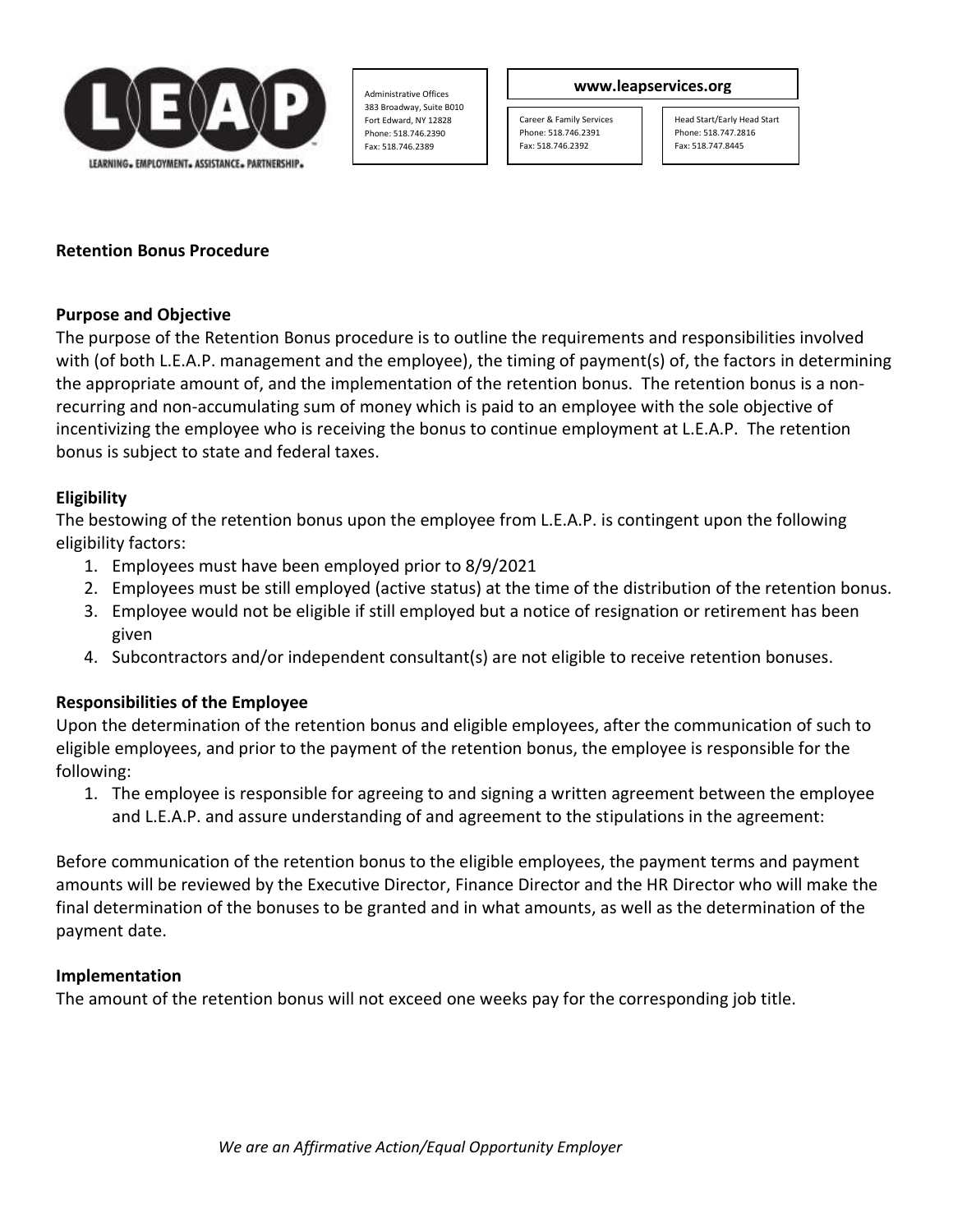Administrative Offices
383 Broadway, Suite B010
Fort Edward, NY 12828
Phone: 518.746.2390
Fax: 518.746.2389

**www.leapservices.org**

Career & Family Services
Phone: 518.746.2391
Fax: 518.746.2392

Head Start/Early Head Start
Phone: 518.747.2816
Fax: 518.747.8445

## Retention Bonus Procedure

### Purpose and Objective

The purpose of the Retention Bonus procedure is to outline the requirements and responsibilities involved with (of both L.E.A.P. management and the employee), the timing of payment(s) of, the factors in determining the appropriate amount of, and the implementation of the retention bonus. The retention bonus is a non-recurring and non-accumulating sum of money which is paid to an employee with the sole objective of incentivizing the employee who is receiving the bonus to continue employment at L.E.A.P. The retention bonus is subject to state and federal taxes.

### Eligibility

The bestowing of the retention bonus upon the employee from L.E.A.P. is contingent upon the following eligibility factors:

1. Employees must have been employed prior to 8/9/2021
2. Employees must be still employed (active status) at the time of the distribution of the retention bonus.
3. Employee would not be eligible if still employed but a notice of resignation or retirement has been given
4. Subcontractors and/or independent consultant(s) are not eligible to receive retention bonuses.

### Responsibilities of the Employee

Upon the determination of the retention bonus and eligible employees, after the communication of such to eligible employees, and prior to the payment of the retention bonus, the employee is responsible for the following:

1. The employee is responsible for agreeing to and signing a written agreement between the employee and L.E.A.P. and assure understanding of and agreement to the stipulations in the agreement:

Before communication of the retention bonus to the eligible employees, the payment terms and payment amounts will be reviewed by the Executive Director, Finance Director and the HR Director who will make the final determination of the bonuses to be granted and in what amounts, as well as the determination of the payment date.

### Implementation

The amount of the retention bonus will not exceed one weeks pay for the corresponding job title.

*We are an Affirmative Action/Equal Opportunity Employer*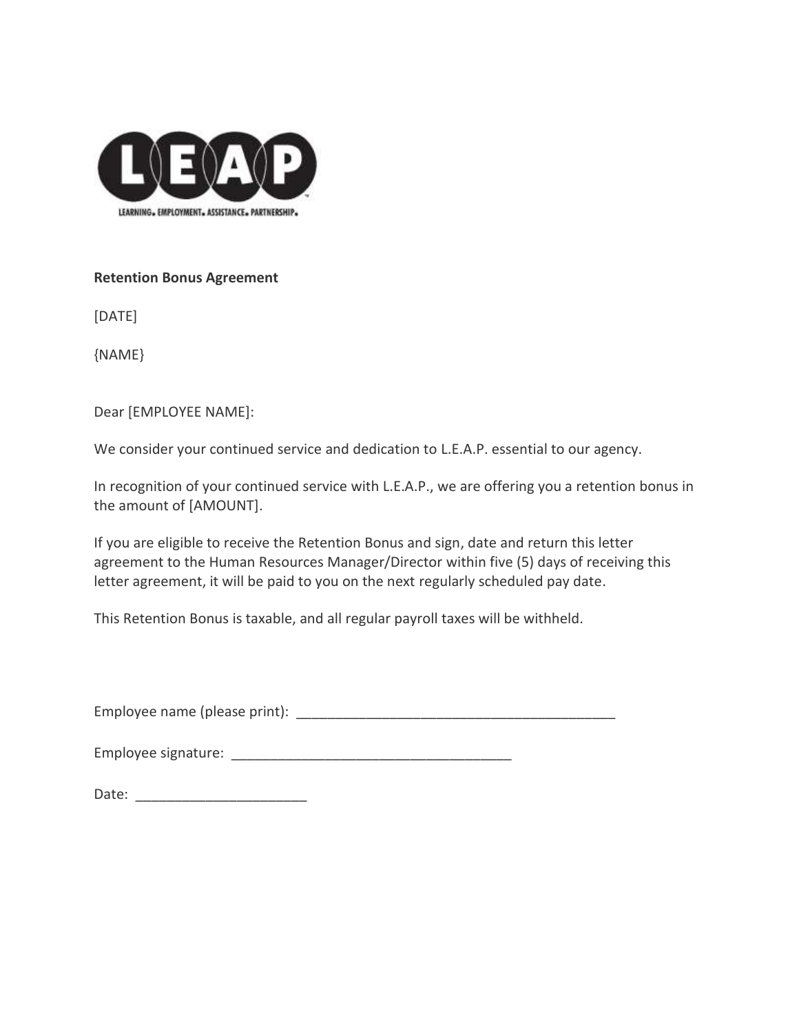LEARNING. EMPLOYMENT. ASSISTANCE. PARTNERSHIP.

**Retention Bonus Agreement**

[DATE]

{NAME}

Dear [EMPLOYEE NAME]:

We consider your continued service and dedication to L.E.A.P. essential to our agency.

In recognition of your continued service with L.E.A.P., we are offering you a retention bonus in the amount of [AMOUNT].

If you are eligible to receive the Retention Bonus and sign, date and return this letter agreement to the Human Resources Manager/Director within five (5) days of receiving this letter agreement, it will be paid to you on the next regularly scheduled pay date.

This Retention Bonus is taxable, and all regular payroll taxes will be withheld.

Employee name (please print): ________________________________________

Employee signature: ___________________________________

Date: _____________________